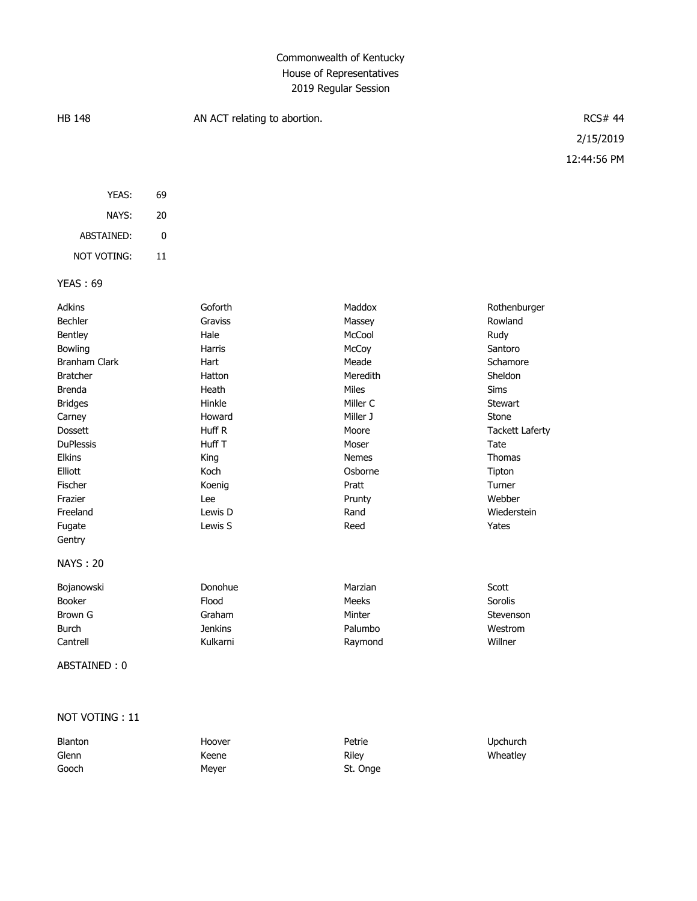# Commonwealth of Kentucky
## House of Representatives
### 2019 Regular Session

HB 148 | AN ACT relating to abortion. | RCS# 44

2/15/2019

12:44:56 PM

| | |
|---|---|
| YEAS: | 69 |
| NAYS: | 20 |
| ABSTAINED: | 0 |
| NOT VOTING: | 11 |

**YEAS : 69**

| | | | |
|---|---|---|---|
| Adkins | Goforth | Maddox | Rothenburger |
| Bechler | Graviss | Massey | Rowland |
| Bentley | Hale | McCool | Rudy |
| Bowling | Harris | McCoy | Santoro |
| Branham Clark | Hart | Meade | Schamore |
| Bratcher | Hatton | Meredith | Sheldon |
| Brenda | Heath | Miles | Sims |
| Bridges | Hinkle | Miller C | Stewart |
| Carney | Howard | Miller J | Stone |
| Dossett | Huff R | Moore | Tackett Laferty |
| DuPlessis | Huff T | Moser | Tate |
| Elkins | King | Nemes | Thomas |
| Elliott | Koch | Osborne | Tipton |
| Fischer | Koenig | Pratt | Turner |
| Frazier | Lee | Prunty | Webber |
| Freeland | Lewis D | Rand | Wiederstein |
| Fugate | Lewis S | Reed | Yates |
| Gentry | | | |

**NAYS : 20**

| | | | |
|---|---|---|---|
| Bojanowski | Donohue | Marzian | Scott |
| Booker | Flood | Meeks | Sorolis |
| Brown G | Graham | Minter | Stevenson |
| Burch | Jenkins | Palumbo | Westrom |
| Cantrell | Kulkarni | Raymond | Willner |

**ABSTAINED : 0**

**NOT VOTING : 11**

| | | | |
|---|---|---|---|
| Blanton | Hoover | Petrie | Upchurch |
| Glenn | Keene | Riley | Wheatley |
| Gooch | Meyer | St. Onge | |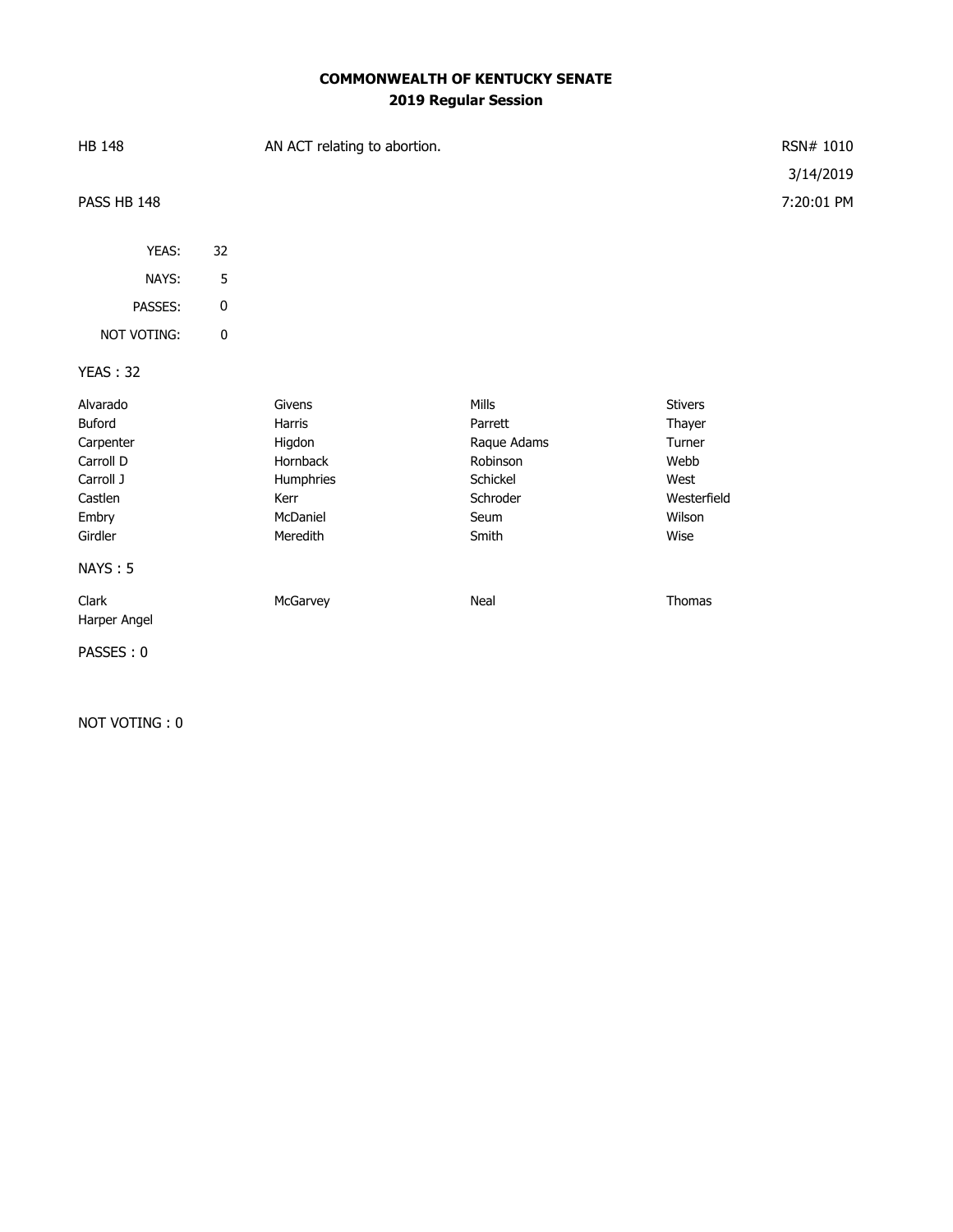**COMMONWEALTH OF KENTUCKY SENATE**
**2019 Regular Session**

HB 148 AN ACT relating to abortion. RSN# 1010

3/14/2019

PASS HB 148 7:20:01 PM

| | |
|---|---|
| YEAS: | 32 |
| NAYS: | 5 |
| PASSES: | 0 |
| NOT VOTING: | 0 |

YEAS : 32

| | | | |
|---|---|---|---|
| Alvarado | Givens | Mills | Stivers |
| Buford | Harris | Parrett | Thayer |
| Carpenter | Higdon | Raque Adams | Turner |
| Carroll D | Hornback | Robinson | Webb |
| Carroll J | Humphries | Schickel | West |
| Castlen | Kerr | Schroder | Westerfield |
| Embry | McDaniel | Seum | Wilson |
| Girdler | Meredith | Smith | Wise |

NAYS : 5

| | | | |
|---|---|---|---|
| Clark | McGarvey | Neal | Thomas |
| Harper Angel | | | |

PASSES : 0

NOT VOTING : 0